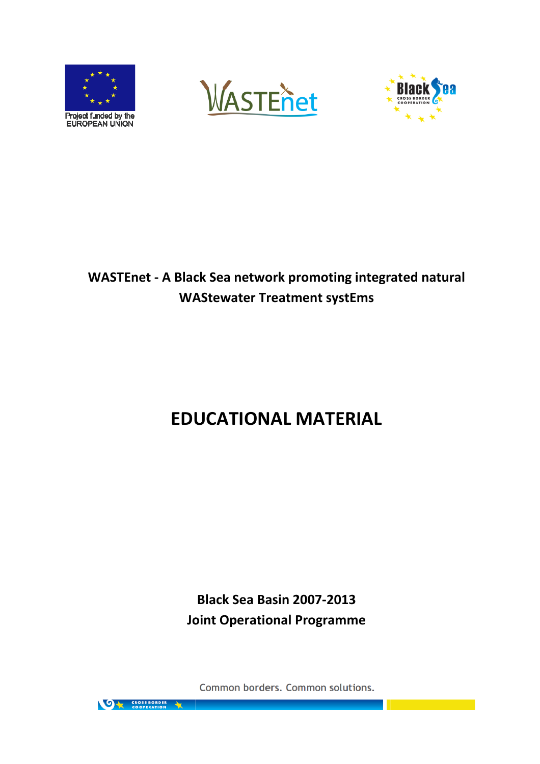Project funded by the EUROPEAN UNION

# WASTEnet - A Black Sea network promoting integrated natural WAStewater Treatment systEms

# EDUCATIONAL MATERIAL

**Black Sea Basin 2007-2013**
**Joint Operational Programme**

Common borders. Common solutions.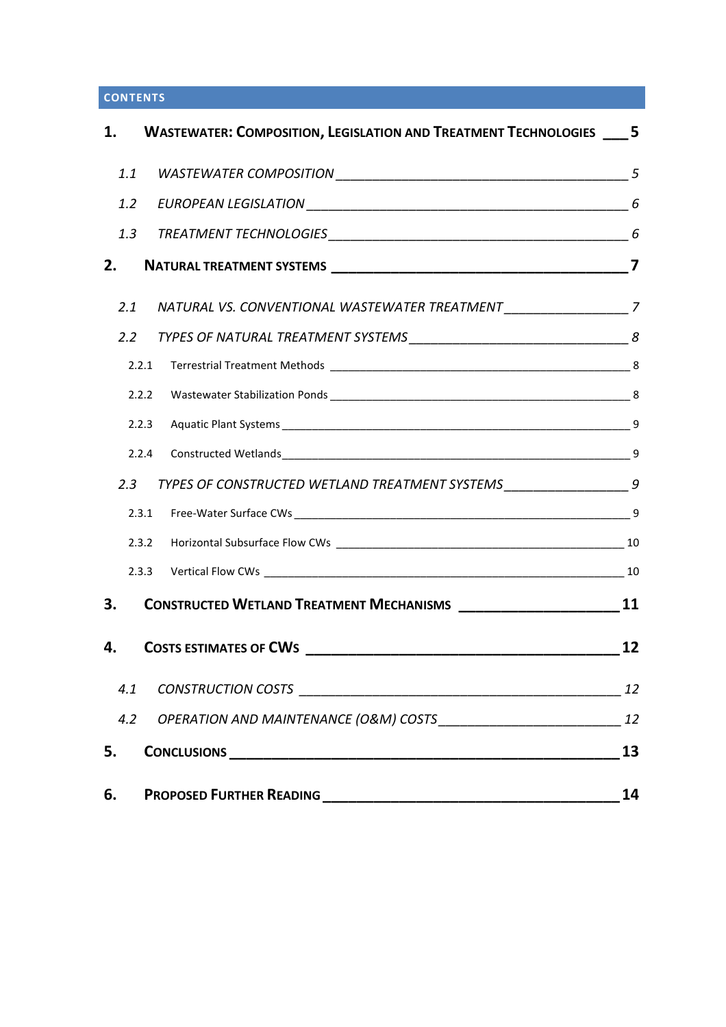## CONTENTS

| | | |
|---|---|---|
| **1.** | **WASTEWATER: COMPOSITION, LEGISLATION AND TREATMENT TECHNOLOGIES** | **5** |
| *1.1* | *WASTEWATER COMPOSITION* | *5* |
| *1.2* | *EUROPEAN LEGISLATION* | *6* |
| *1.3* | *TREATMENT TECHNOLOGIES* | *6* |
| **2.** | **NATURAL TREATMENT SYSTEMS** | **7** |
| *2.1* | *NATURAL VS. CONVENTIONAL WASTEWATER TREATMENT* | *7* |
| *2.2* | *TYPES OF NATURAL TREATMENT SYSTEMS* | *8* |
| 2.2.1 | Terrestrial Treatment Methods | 8 |
| 2.2.2 | Wastewater Stabilization Ponds | 8 |
| 2.2.3 | Aquatic Plant Systems | 9 |
| 2.2.4 | Constructed Wetlands | 9 |
| *2.3* | *TYPES OF CONSTRUCTED WETLAND TREATMENT SYSTEMS* | *9* |
| 2.3.1 | Free-Water Surface CWs | 9 |
| 2.3.2 | Horizontal Subsurface Flow CWs | 10 |
| 2.3.3 | Vertical Flow CWs | 10 |
| **3.** | **CONSTRUCTED WETLAND TREATMENT MECHANISMS** | **11** |
| **4.** | **COSTS ESTIMATES OF CWS** | **12** |
| *4.1* | *CONSTRUCTION COSTS* | *12* |
| *4.2* | *OPERATION AND MAINTENANCE (O&M) COSTS* | *12* |
| **5.** | **CONCLUSIONS** | **13** |
| **6.** | **PROPOSED FURTHER READING** | **14** |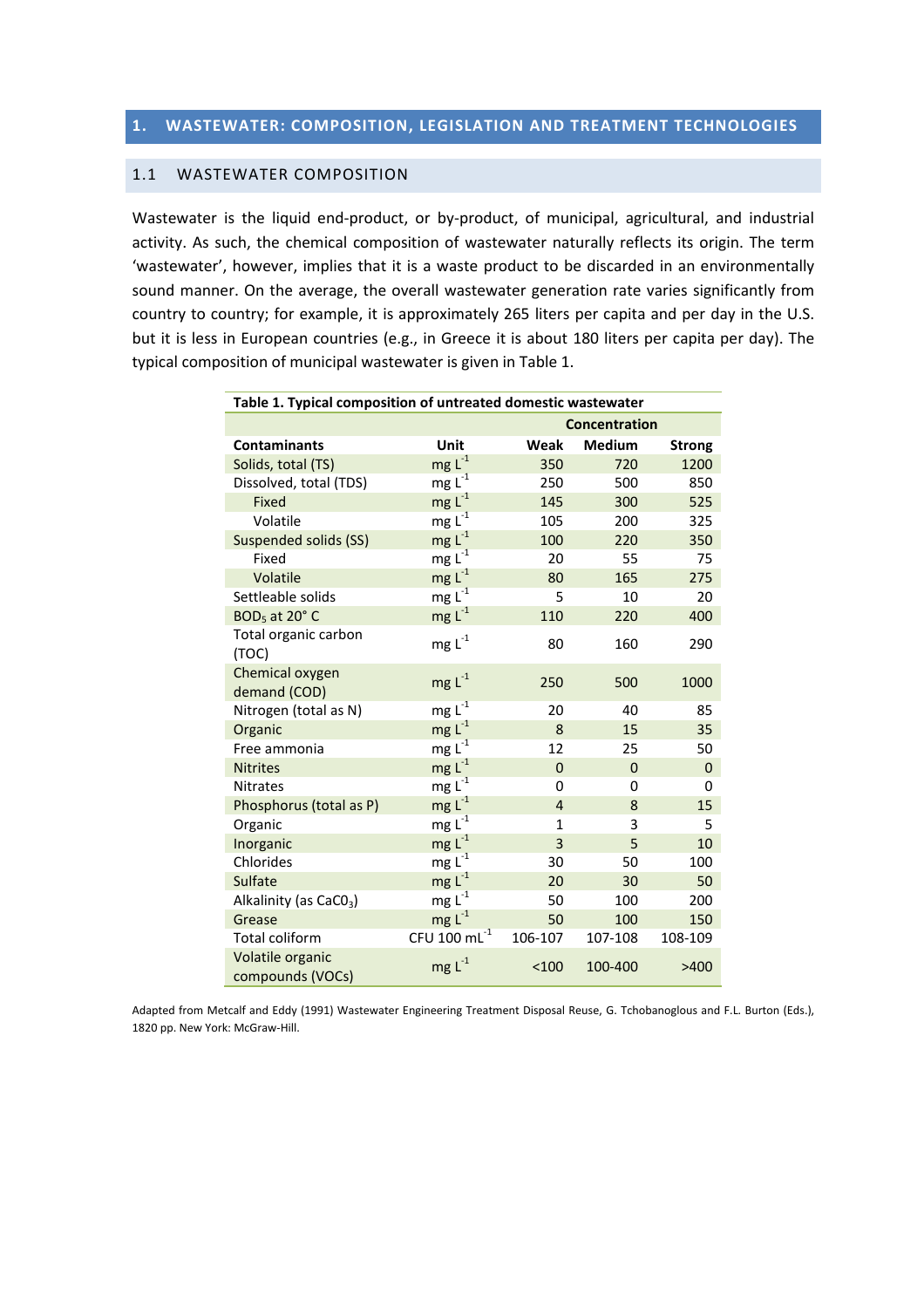# 1. WASTEWATER: COMPOSITION, LEGISLATION AND TREATMENT TECHNOLOGIES

## 1.1 WASTEWATER COMPOSITION

Wastewater is the liquid end-product, or by-product, of municipal, agricultural, and industrial activity. As such, the chemical composition of wastewater naturally reflects its origin. The term 'wastewater', however, implies that it is a waste product to be discarded in an environmentally sound manner. On the average, the overall wastewater generation rate varies significantly from country to country; for example, it is approximately 265 liters per capita and per day in the U.S. but it is less in European countries (e.g., in Greece it is about 180 liters per capita per day). The typical composition of municipal wastewater is given in Table 1.

**Table 1. Typical composition of untreated domestic wastewater**

| | | Concentration | | |
|---|---|---|---|---|
| **Contaminants** | **Unit** | **Weak** | **Medium** | **Strong** |
| Solids, total (TS) | mg $L^{-1}$ | 350 | 720 | 1200 |
| Dissolved, total (TDS) | mg $L^{-1}$ | 250 | 500 | 850 |
| Fixed | mg $L^{-1}$ | 145 | 300 | 525 |
| Volatile | mg $L^{-1}$ | 105 | 200 | 325 |
| Suspended solids (SS) | mg $L^{-1}$ | 100 | 220 | 350 |
| Fixed | mg $L^{-1}$ | 20 | 55 | 75 |
| Volatile | mg $L^{-1}$ | 80 | 165 | 275 |
| Settleable solids | mg $L^{-1}$ | 5 | 10 | 20 |
| $BOD_5$ at 20° C | mg $L^{-1}$ | 110 | 220 | 400 |
| Total organic carbon (TOC) | mg $L^{-1}$ | 80 | 160 | 290 |
| Chemical oxygen demand (COD) | mg $L^{-1}$ | 250 | 500 | 1000 |
| Nitrogen (total as N) | mg $L^{-1}$ | 20 | 40 | 85 |
| Organic | mg $L^{-1}$ | 8 | 15 | 35 |
| Free ammonia | mg $L^{-1}$ | 12 | 25 | 50 |
| Nitrites | mg $L^{-1}$ | 0 | 0 | 0 |
| Nitrates | mg $L^{-1}$ | 0 | 0 | 0 |
| Phosphorus (total as P) | mg $L^{-1}$ | 4 | 8 | 15 |
| Organic | mg $L^{-1}$ | 1 | 3 | 5 |
| Inorganic | mg $L^{-1}$ | 3 | 5 | 10 |
| Chlorides | mg $L^{-1}$ | 30 | 50 | 100 |
| Sulfate | mg $L^{-1}$ | 20 | 30 | 50 |
| Alkalinity (as $CaCO_3$) | mg $L^{-1}$ | 50 | 100 | 200 |
| Grease | mg $L^{-1}$ | 50 | 100 | 150 |
| Total coliform | CFU 100 $mL^{-1}$ | 106-107 | 107-108 | 108-109 |
| Volatile organic compounds (VOCs) | mg $L^{-1}$ | <100 | 100-400 | >400 |

Adapted from Metcalf and Eddy (1991) Wastewater Engineering Treatment Disposal Reuse, G. Tchobanoglous and F.L. Burton (Eds.), 1820 pp. New York: McGraw-Hill.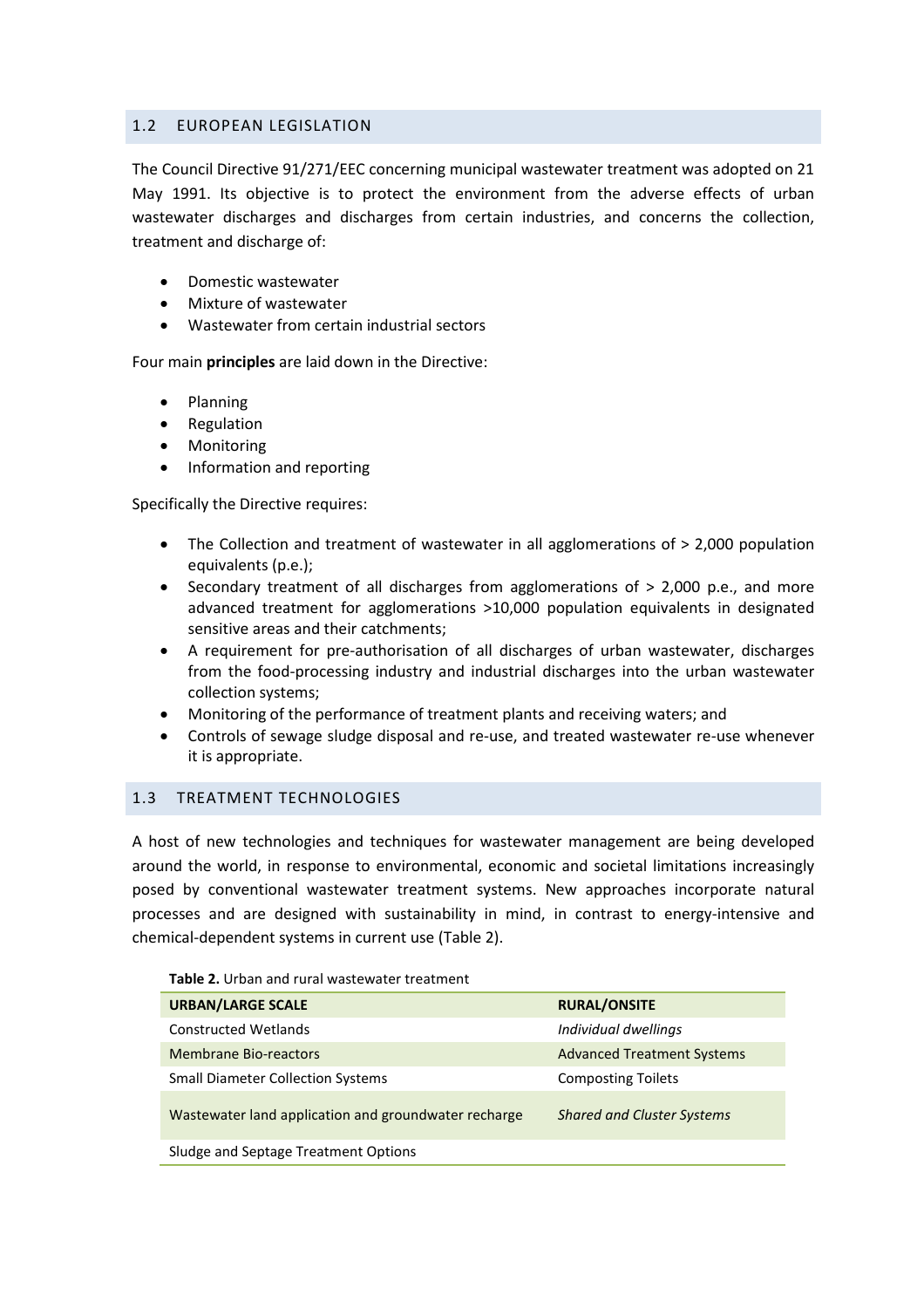## 1.2 EUROPEAN LEGISLATION

The Council Directive 91/271/EEC concerning municipal wastewater treatment was adopted on 21 May 1991. Its objective is to protect the environment from the adverse effects of urban wastewater discharges and discharges from certain industries, and concerns the collection, treatment and discharge of:

- Domestic wastewater
- Mixture of wastewater
- Wastewater from certain industrial sectors

Four main **principles** are laid down in the Directive:

- Planning
- Regulation
- Monitoring
- Information and reporting

Specifically the Directive requires:

- The Collection and treatment of wastewater in all agglomerations of > 2,000 population equivalents (p.e.);
- Secondary treatment of all discharges from agglomerations of > 2,000 p.e., and more advanced treatment for agglomerations >10,000 population equivalents in designated sensitive areas and their catchments;
- A requirement for pre-authorisation of all discharges of urban wastewater, discharges from the food-processing industry and industrial discharges into the urban wastewater collection systems;
- Monitoring of the performance of treatment plants and receiving waters; and
- Controls of sewage sludge disposal and re-use, and treated wastewater re-use whenever it is appropriate.

## 1.3 TREATMENT TECHNOLOGIES

A host of new technologies and techniques for wastewater management are being developed around the world, in response to environmental, economic and societal limitations increasingly posed by conventional wastewater treatment systems. New approaches incorporate natural processes and are designed with sustainability in mind, in contrast to energy-intensive and chemical-dependent systems in current use (Table 2).

**Table 2.** Urban and rural wastewater treatment

| URBAN/LARGE SCALE | RURAL/ONSITE |
|---|---|
| Constructed Wetlands | *Individual dwellings* |
| Membrane Bio-reactors | Advanced Treatment Systems |
| Small Diameter Collection Systems | Composting Toilets |
| Wastewater land application and groundwater recharge | *Shared and Cluster Systems* |
| Sludge and Septage Treatment Options | |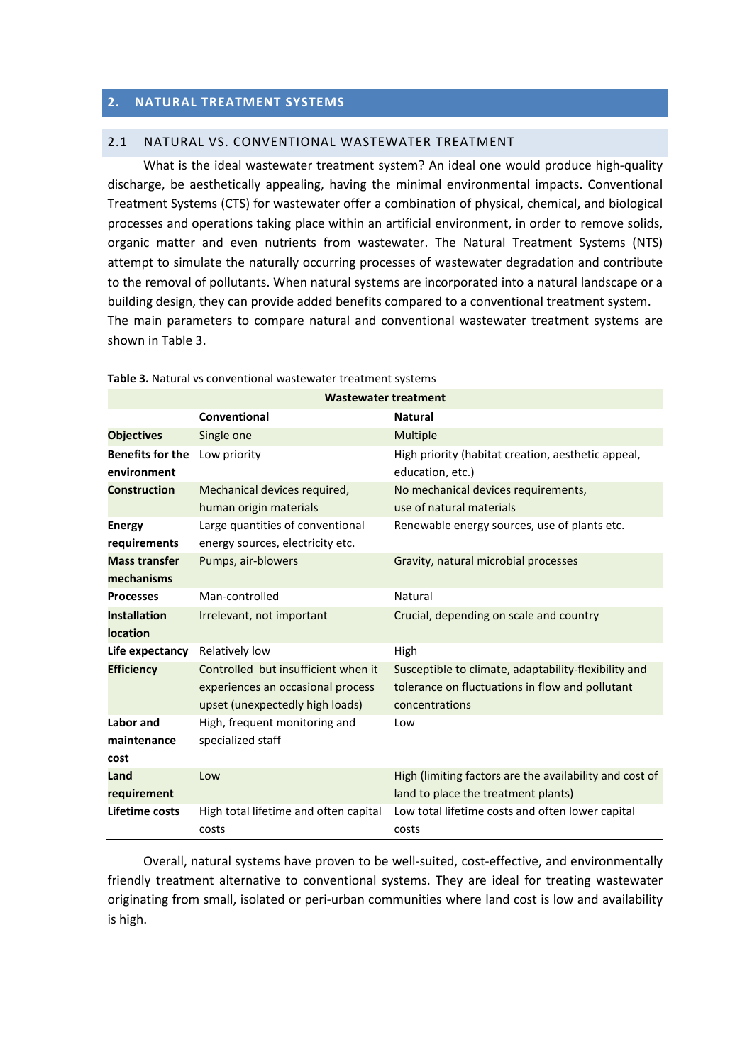## 2. NATURAL TREATMENT SYSTEMS

### 2.1 NATURAL VS. CONVENTIONAL WASTEWATER TREATMENT

What is the ideal wastewater treatment system? An ideal one would produce high-quality discharge, be aesthetically appealing, having the minimal environmental impacts. Conventional Treatment Systems (CTS) for wastewater offer a combination of physical, chemical, and biological processes and operations taking place within an artificial environment, in order to remove solids, organic matter and even nutrients from wastewater. The Natural Treatment Systems (NTS) attempt to simulate the naturally occurring processes of wastewater degradation and contribute to the removal of pollutants. When natural systems are incorporated into a natural landscape or a building design, they can provide added benefits compared to a conventional treatment system. The main parameters to compare natural and conventional wastewater treatment systems are shown in Table 3.

**Table 3.** Natural vs conventional wastewater treatment systems

| | Wastewater treatment | |
|---|---|---|
| | **Conventional** | **Natural** |
| **Objectives** | Single one | Multiple |
| **Benefits for the environment** | Low priority | High priority (habitat creation, aesthetic appeal, education, etc.) |
| **Construction** | Mechanical devices required, human origin materials | No mechanical devices requirements, use of natural materials |
| **Energy requirements** | Large quantities of conventional energy sources, electricity etc. | Renewable energy sources, use of plants etc. |
| **Mass transfer mechanisms** | Pumps, air-blowers | Gravity, natural microbial processes |
| **Processes** | Man-controlled | Natural |
| **Installation location** | Irrelevant, not important | Crucial, depending on scale and country |
| **Life expectancy** | Relatively low | High |
| **Efficiency** | Controlled but insufficient when it experiences an occasional process upset (unexpectedly high loads) | Susceptible to climate, adaptability-flexibility and tolerance on fluctuations in flow and pollutant concentrations |
| **Labor and maintenance cost** | High, frequent monitoring and specialized staff | Low |
| **Land requirement** | Low | High (limiting factors are the availability and cost of land to place the treatment plants) |
| **Lifetime costs** | High total lifetime and often capital costs | Low total lifetime costs and often lower capital costs |

Overall, natural systems have proven to be well-suited, cost-effective, and environmentally friendly treatment alternative to conventional systems. They are ideal for treating wastewater originating from small, isolated or peri-urban communities where land cost is low and availability is high.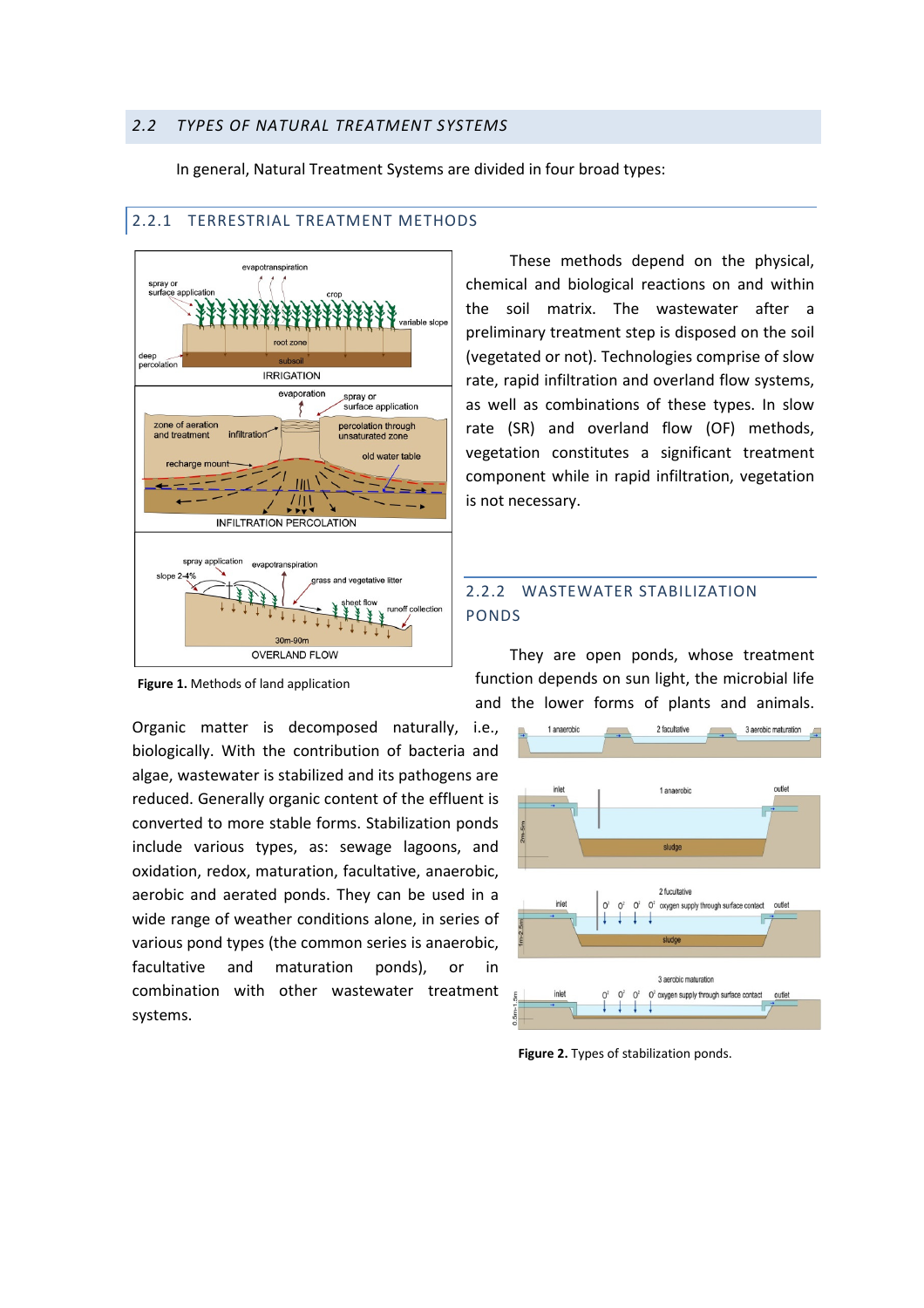## 2.2 TYPES OF NATURAL TREATMENT SYSTEMS

In general, Natural Treatment Systems are divided in four broad types:

### 2.2.1 TERRESTRIAL TREATMENT METHODS

These methods depend on the physical, chemical and biological reactions on and within the soil matrix. The wastewater after a preliminary treatment step is disposed on the soil (vegetated or not). Technologies comprise of slow rate, rapid infiltration and overland flow systems, as well as combinations of these types. In slow rate (SR) and overland flow (OF) methods, vegetation constitutes a significant treatment component while in rapid infiltration, vegetation is not necessary.

**Figure 1.** Methods of land application

### 2.2.2 WASTEWATER STABILIZATION PONDS

They are open ponds, whose treatment function depends on sun light, the microbial life and the lower forms of plants and animals. Organic matter is decomposed naturally, i.e., biologically. With the contribution of bacteria and algae, wastewater is stabilized and its pathogens are reduced. Generally organic content of the effluent is converted to more stable forms. Stabilization ponds include various types, as: sewage lagoons, and oxidation, redox, maturation, facultative, anaerobic, aerobic and aerated ponds. They can be used in a wide range of weather conditions alone, in series of various pond types (the common series is anaerobic, facultative and maturation ponds), or in combination with other wastewater treatment systems.

**Figure 2.** Types of stabilization ponds.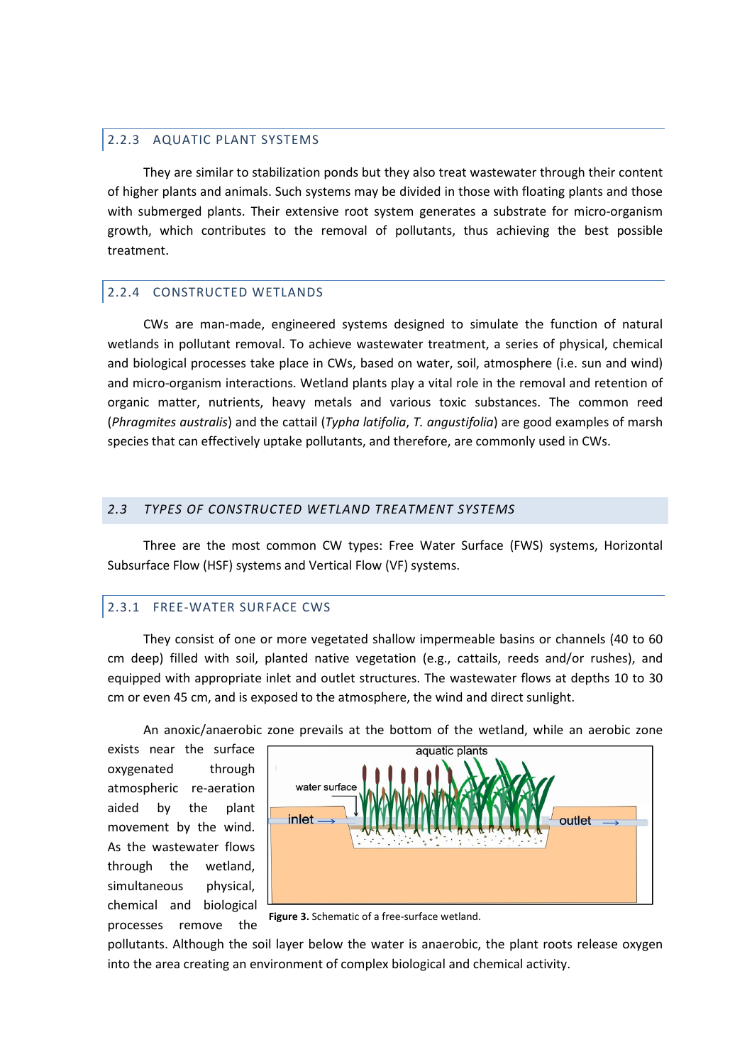### 2.2.3 AQUATIC PLANT SYSTEMS

They are similar to stabilization ponds but they also treat wastewater through their content of higher plants and animals. Such systems may be divided in those with floating plants and those with submerged plants. Their extensive root system generates a substrate for micro-organism growth, which contributes to the removal of pollutants, thus achieving the best possible treatment.

### 2.2.4 CONSTRUCTED WETLANDS

CWs are man-made, engineered systems designed to simulate the function of natural wetlands in pollutant removal. To achieve wastewater treatment, a series of physical, chemical and biological processes take place in CWs, based on water, soil, atmosphere (i.e. sun and wind) and micro-organism interactions. Wetland plants play a vital role in the removal and retention of organic matter, nutrients, heavy metals and various toxic substances. The common reed (*Phragmites australis*) and the cattail (*Typha latifolia*, *T. angustifolia*) are good examples of marsh species that can effectively uptake pollutants, and therefore, are commonly used in CWs.

## 2.3 *TYPES OF CONSTRUCTED WETLAND TREATMENT SYSTEMS*

Three are the most common CW types: Free Water Surface (FWS) systems, Horizontal Subsurface Flow (HSF) systems and Vertical Flow (VF) systems.

### 2.3.1 FREE-WATER SURFACE CWS

They consist of one or more vegetated shallow impermeable basins or channels (40 to 60 cm deep) filled with soil, planted native vegetation (e.g., cattails, reeds and/or rushes), and equipped with appropriate inlet and outlet structures. The wastewater flows at depths 10 to 30 cm or even 45 cm, and is exposed to the atmosphere, the wind and direct sunlight.

An anoxic/anaerobic zone prevails at the bottom of the wetland, while an aerobic zone exists near the surface oxygenated through atmospheric re-aeration aided by the plant movement by the wind. As the wastewater flows through the wetland, simultaneous physical, chemical and biological processes remove the pollutants. Although the soil layer below the water is anaerobic, the plant roots release oxygen into the area creating an environment of complex biological and chemical activity.

**Figure 3.** Schematic of a free-surface wetland.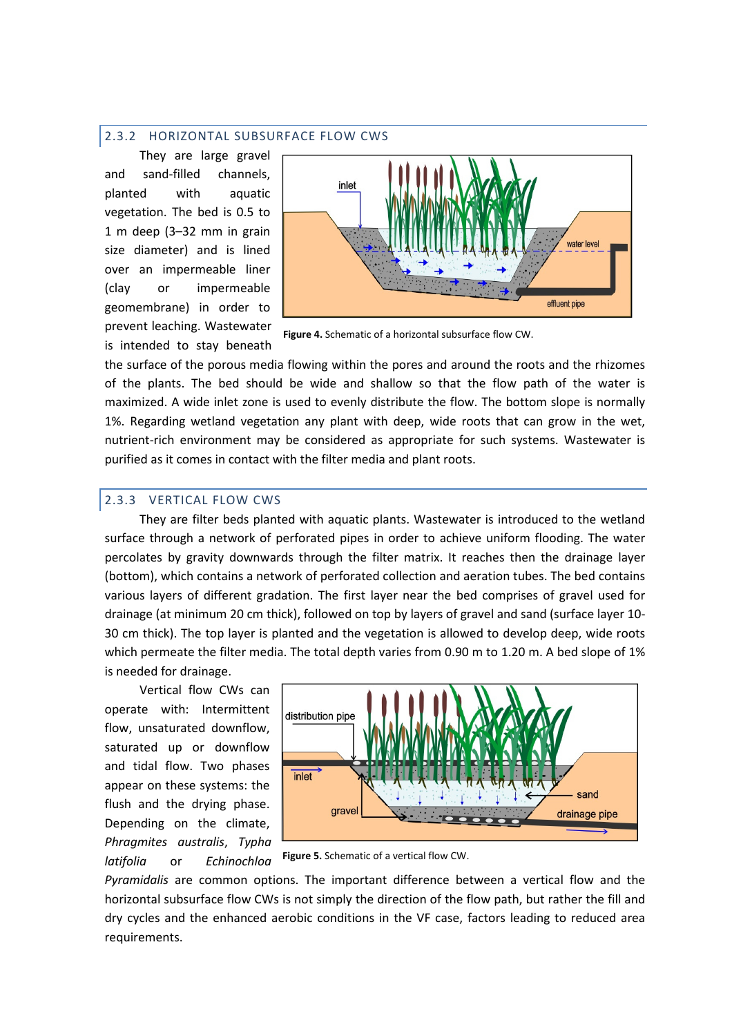### 2.3.2 HORIZONTAL SUBSURFACE FLOW CWS

They are large gravel and sand-filled channels, planted with aquatic vegetation. The bed is 0.5 to 1 m deep (3–32 mm in grain size diameter) and is lined over an impermeable liner (clay or impermeable geomembrane) in order to prevent leaching. Wastewater is intended to stay beneath the surface of the porous media flowing within the pores and around the roots and the rhizomes of the plants. The bed should be wide and shallow so that the flow path of the water is maximized. A wide inlet zone is used to evenly distribute the flow. The bottom slope is normally 1%. Regarding wetland vegetation any plant with deep, wide roots that can grow in the wet, nutrient-rich environment may be considered as appropriate for such systems. Wastewater is purified as it comes in contact with the filter media and plant roots.

**Figure 4.** Schematic of a horizontal subsurface flow CW.

### 2.3.3 VERTICAL FLOW CWS

They are filter beds planted with aquatic plants. Wastewater is introduced to the wetland surface through a network of perforated pipes in order to achieve uniform flooding. The water percolates by gravity downwards through the filter matrix. It reaches then the drainage layer (bottom), which contains a network of perforated collection and aeration tubes. The bed contains various layers of different gradation. The first layer near the bed comprises of gravel used for drainage (at minimum 20 cm thick), followed on top by layers of gravel and sand (surface layer 10-30 cm thick). The top layer is planted and the vegetation is allowed to develop deep, wide roots which permeate the filter media. The total depth varies from 0.90 m to 1.20 m. A bed slope of 1% is needed for drainage.

Vertical flow CWs can operate with: Intermittent flow, unsaturated downflow, saturated up or downflow and tidal flow. Two phases appear on these systems: the flush and the drying phase. Depending on the climate, *Phragmites australis*, *Typha latifolia* or *Echinochloa Pyramidalis* are common options. The important difference between a vertical flow and the horizontal subsurface flow CWs is not simply the direction of the flow path, but rather the fill and dry cycles and the enhanced aerobic conditions in the VF case, factors leading to reduced area requirements.

**Figure 5.** Schematic of a vertical flow CW.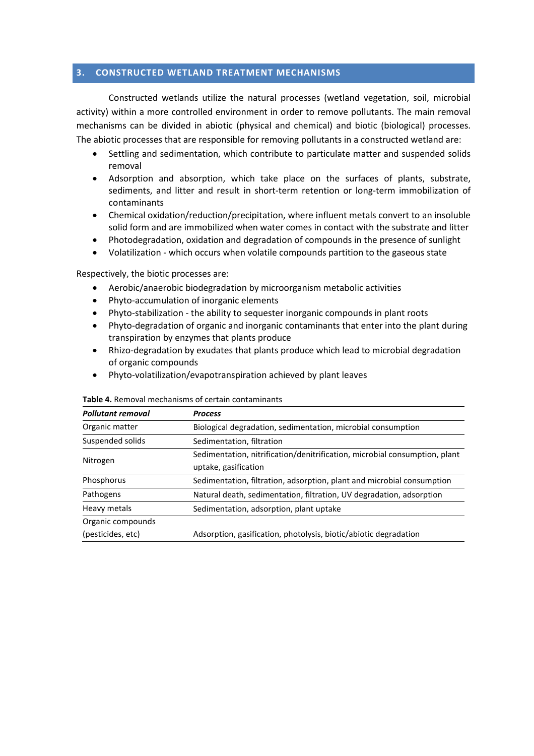## 3. CONSTRUCTED WETLAND TREATMENT MECHANISMS

Constructed wetlands utilize the natural processes (wetland vegetation, soil, microbial activity) within a more controlled environment in order to remove pollutants. The main removal mechanisms can be divided in abiotic (physical and chemical) and biotic (biological) processes. The abiotic processes that are responsible for removing pollutants in a constructed wetland are:

- Settling and sedimentation, which contribute to particulate matter and suspended solids removal
- Adsorption and absorption, which take place on the surfaces of plants, substrate, sediments, and litter and result in short-term retention or long-term immobilization of contaminants
- Chemical oxidation/reduction/precipitation, where influent metals convert to an insoluble solid form and are immobilized when water comes in contact with the substrate and litter
- Photodegradation, oxidation and degradation of compounds in the presence of sunlight
- Volatilization - which occurs when volatile compounds partition to the gaseous state

Respectively, the biotic processes are:

- Aerobic/anaerobic biodegradation by microorganism metabolic activities
- Phyto-accumulation of inorganic elements
- Phyto-stabilization - the ability to sequester inorganic compounds in plant roots
- Phyto-degradation of organic and inorganic contaminants that enter into the plant during transpiration by enzymes that plants produce
- Rhizo-degradation by exudates that plants produce which lead to microbial degradation of organic compounds
- Phyto-volatilization/evapotranspiration achieved by plant leaves

**Table 4.** Removal mechanisms of certain contaminants

| ***Pollutant removal*** | ***Process*** |
|---|---|
| Organic matter | Biological degradation, sedimentation, microbial consumption |
| Suspended solids | Sedimentation, filtration |
| Nitrogen | Sedimentation, nitrification/denitrification, microbial consumption, plant uptake, gasification |
| Phosphorus | Sedimentation, filtration, adsorption, plant and microbial consumption |
| Pathogens | Natural death, sedimentation, filtration, UV degradation, adsorption |
| Heavy metals | Sedimentation, adsorption, plant uptake |
| Organic compounds (pesticides, etc) | Adsorption, gasification, photolysis, biotic/abiotic degradation |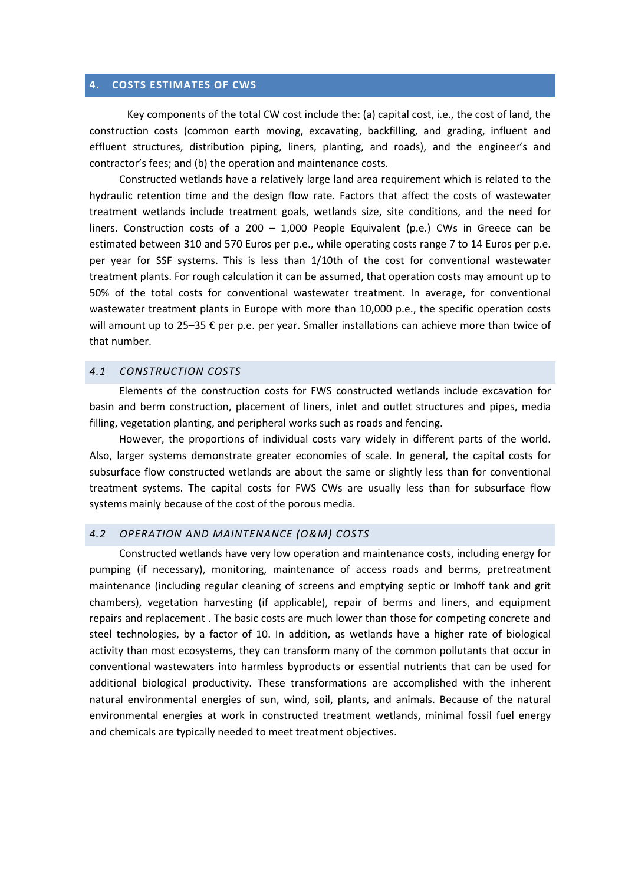## 4. COSTS ESTIMATES OF CWS

Key components of the total CW cost include the: (a) capital cost, i.e., the cost of land, the construction costs (common earth moving, excavating, backfilling, and grading, influent and effluent structures, distribution piping, liners, planting, and roads), and the engineer's and contractor's fees; and (b) the operation and maintenance costs.

Constructed wetlands have a relatively large land area requirement which is related to the hydraulic retention time and the design flow rate. Factors that affect the costs of wastewater treatment wetlands include treatment goals, wetlands size, site conditions, and the need for liners. Construction costs of a 200 – 1,000 People Equivalent (p.e.) CWs in Greece can be estimated between 310 and 570 Euros per p.e., while operating costs range 7 to 14 Euros per p.e. per year for SSF systems. This is less than 1/10th of the cost for conventional wastewater treatment plants. For rough calculation it can be assumed, that operation costs may amount up to 50% of the total costs for conventional wastewater treatment. In average, for conventional wastewater treatment plants in Europe with more than 10,000 p.e., the specific operation costs will amount up to 25–35 € per p.e. per year. Smaller installations can achieve more than twice of that number.

### *4.1 CONSTRUCTION COSTS*

Elements of the construction costs for FWS constructed wetlands include excavation for basin and berm construction, placement of liners, inlet and outlet structures and pipes, media filling, vegetation planting, and peripheral works such as roads and fencing.

However, the proportions of individual costs vary widely in different parts of the world. Also, larger systems demonstrate greater economies of scale. In general, the capital costs for subsurface flow constructed wetlands are about the same or slightly less than for conventional treatment systems. The capital costs for FWS CWs are usually less than for subsurface flow systems mainly because of the cost of the porous media.

### *4.2 OPERATION AND MAINTENANCE (O&M) COSTS*

Constructed wetlands have very low operation and maintenance costs, including energy for pumping (if necessary), monitoring, maintenance of access roads and berms, pretreatment maintenance (including regular cleaning of screens and emptying septic or Imhoff tank and grit chambers), vegetation harvesting (if applicable), repair of berms and liners, and equipment repairs and replacement . The basic costs are much lower than those for competing concrete and steel technologies, by a factor of 10. In addition, as wetlands have a higher rate of biological activity than most ecosystems, they can transform many of the common pollutants that occur in conventional wastewaters into harmless byproducts or essential nutrients that can be used for additional biological productivity. These transformations are accomplished with the inherent natural environmental energies of sun, wind, soil, plants, and animals. Because of the natural environmental energies at work in constructed treatment wetlands, minimal fossil fuel energy and chemicals are typically needed to meet treatment objectives.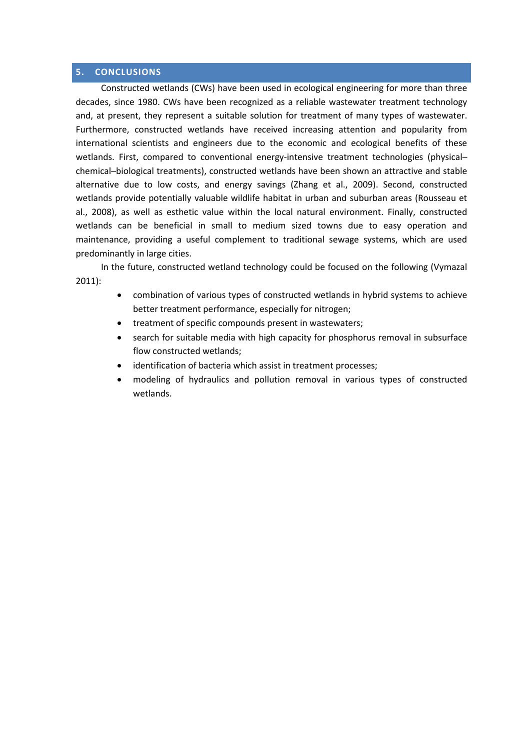## 5. CONCLUSIONS

Constructed wetlands (CWs) have been used in ecological engineering for more than three decades, since 1980. CWs have been recognized as a reliable wastewater treatment technology and, at present, they represent a suitable solution for treatment of many types of wastewater. Furthermore, constructed wetlands have received increasing attention and popularity from international scientists and engineers due to the economic and ecological benefits of these wetlands. First, compared to conventional energy-intensive treatment technologies (physical–chemical–biological treatments), constructed wetlands have been shown an attractive and stable alternative due to low costs, and energy savings (Zhang et al., 2009). Second, constructed wetlands provide potentially valuable wildlife habitat in urban and suburban areas (Rousseau et al., 2008), as well as esthetic value within the local natural environment. Finally, constructed wetlands can be beneficial in small to medium sized towns due to easy operation and maintenance, providing a useful complement to traditional sewage systems, which are used predominantly in large cities.

In the future, constructed wetland technology could be focused on the following (Vymazal 2011):

- combination of various types of constructed wetlands in hybrid systems to achieve better treatment performance, especially for nitrogen;
- treatment of specific compounds present in wastewaters;
- search for suitable media with high capacity for phosphorus removal in subsurface flow constructed wetlands;
- identification of bacteria which assist in treatment processes;
- modeling of hydraulics and pollution removal in various types of constructed wetlands.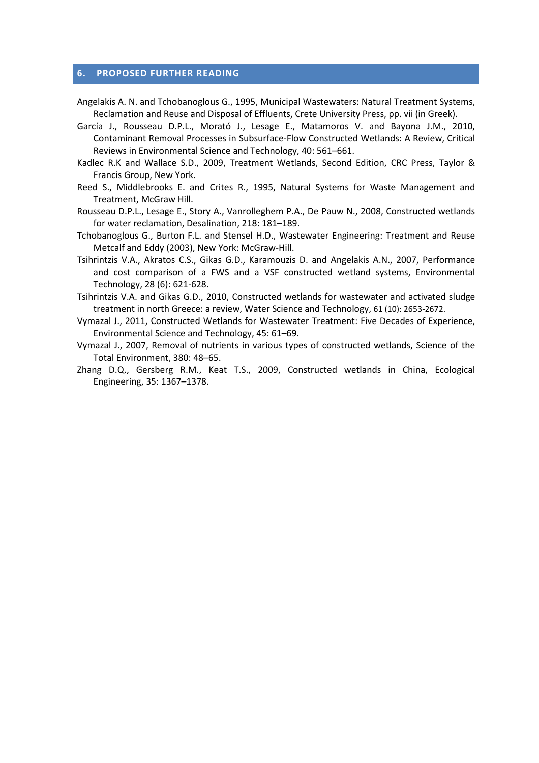## 6. PROPOSED FURTHER READING

Angelakis A. N. and Tchobanoglous G., 1995, Municipal Wastewaters: Natural Treatment Systems, Reclamation and Reuse and Disposal of Effluents, Crete University Press, pp. vii (in Greek).

García J., Rousseau D.P.L., Morató J., Lesage E., Matamoros V. and Bayona J.M., 2010, Contaminant Removal Processes in Subsurface-Flow Constructed Wetlands: A Review, Critical Reviews in Environmental Science and Technology, 40: 561–661.

Kadlec R.K and Wallace S.D., 2009, Treatment Wetlands, Second Edition, CRC Press, Taylor & Francis Group, New York.

Reed S., Middlebrooks E. and Crites R., 1995, Natural Systems for Waste Management and Treatment, McGraw Hill.

Rousseau D.P.L., Lesage E., Story A., Vanrolleghem P.A., De Pauw N., 2008, Constructed wetlands for water reclamation, Desalination, 218: 181–189.

Tchobanoglous G., Burton F.L. and Stensel H.D., Wastewater Engineering: Treatment and Reuse Metcalf and Eddy (2003), New York: McGraw-Hill.

Tsihrintzis V.A., Akratos C.S., Gikas G.D., Karamouzis D. and Angelakis A.N., 2007, Performance and cost comparison of a FWS and a VSF constructed wetland systems, Environmental Technology, 28 (6): 621-628.

Tsihrintzis V.A. and Gikas G.D., 2010, Constructed wetlands for wastewater and activated sludge treatment in north Greece: a review, Water Science and Technology, 61 (10): 2653-2672.

Vymazal J., 2011, Constructed Wetlands for Wastewater Treatment: Five Decades of Experience, Environmental Science and Technology, 45: 61–69.

Vymazal J., 2007, Removal of nutrients in various types of constructed wetlands, Science of the Total Environment, 380: 48–65.

Zhang D.Q., Gersberg R.M., Keat T.S., 2009, Constructed wetlands in China, Ecological Engineering, 35: 1367–1378.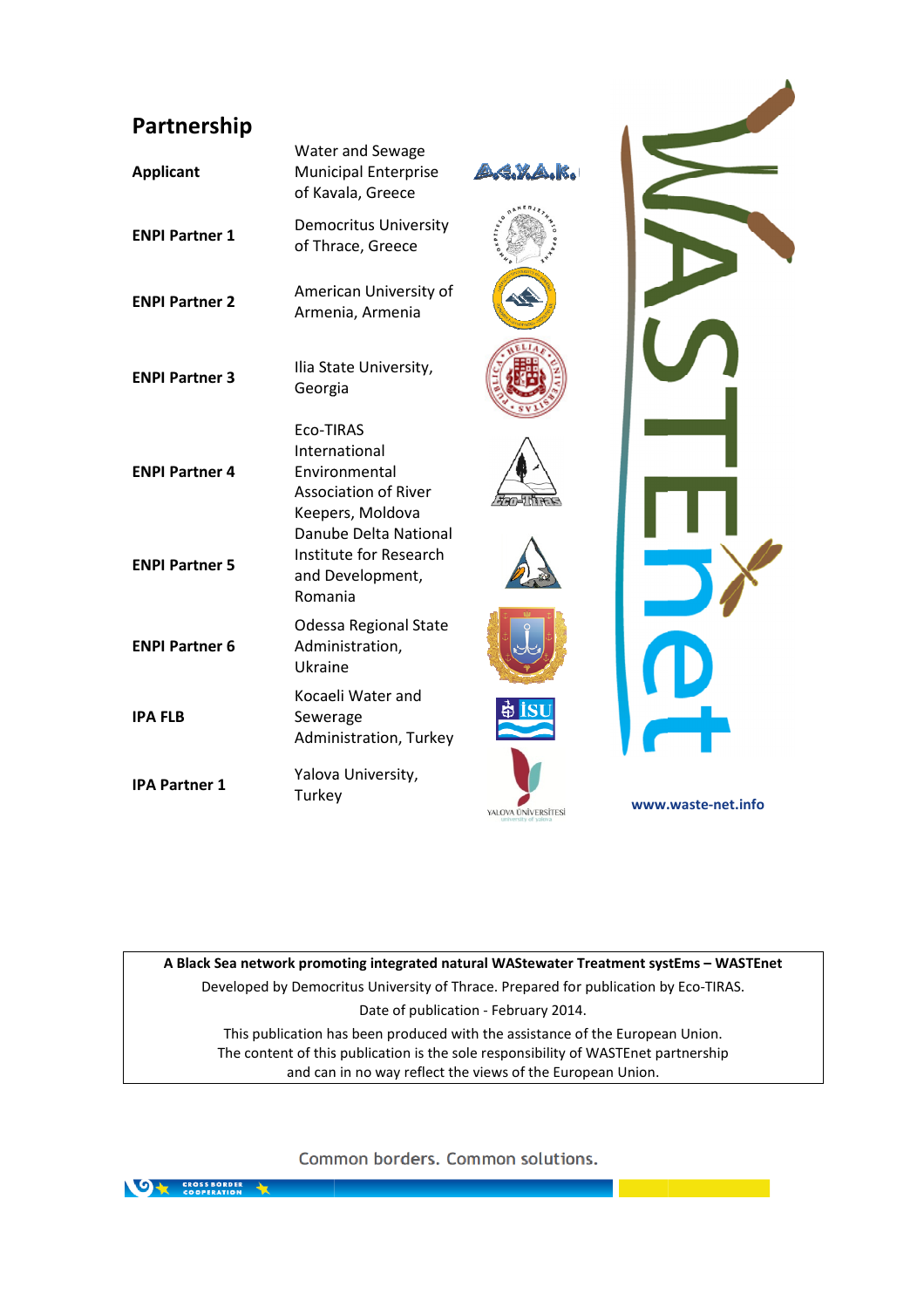## Partnership

| | |
|---|---|
| **Applicant** | Water and Sewage Municipal Enterprise of Kavala, Greece |
| **ENPI Partner 1** | Democritus University of Thrace, Greece |
| **ENPI Partner 2** | American University of Armenia, Armenia |
| **ENPI Partner 3** | Ilia State University, Georgia |
| **ENPI Partner 4** | Eco-TIRAS International Environmental Association of River Keepers, Moldova |
| **ENPI Partner 5** | Danube Delta National Institute for Research and Development, Romania |
| **ENPI Partner 6** | Odessa Regional State Administration, Ukraine |
| **IPA FLB** | Kocaeli Water and Sewerage Administration, Turkey |
| **IPA Partner 1** | Yalova University, Turkey |

WASTEnet

www.waste-net.info

**A Black Sea network promoting integrated natural WAStewater Treatment systEms – WASTEnet**

Developed by Democritus University of Thrace. Prepared for publication by Eco-TIRAS.

Date of publication - February 2014.

This publication has been produced with the assistance of the European Union.
The content of this publication is the sole responsibility of WASTEnet partnership
and can in no way reflect the views of the European Union.

Common borders. Common solutions.

CROSS BORDER COOPERATION